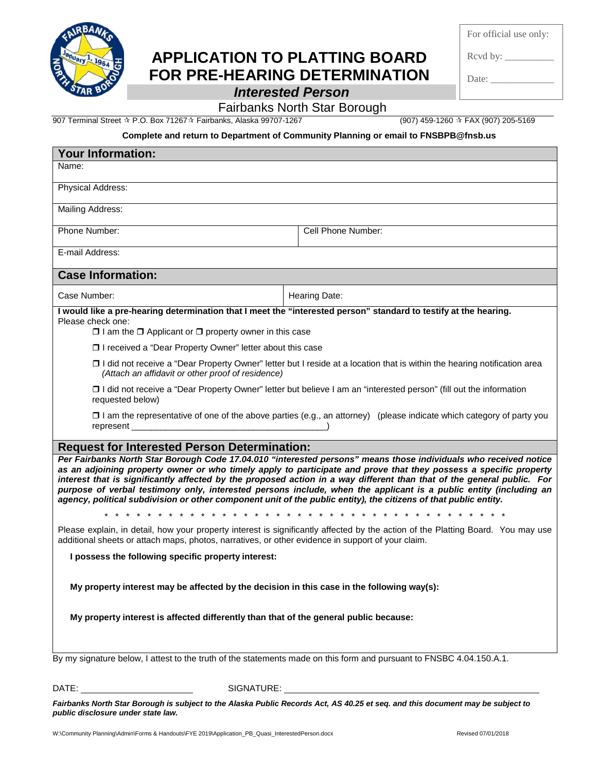For official use only:

Rcvd by: __________

Date: _____________

# APPLICATION TO PLATTING BOARD FOR PRE-HEARING DETERMINATION

## *Interested Person*

Fairbanks North Star Borough

907 Terminal Street ✫ P.O. Box 71267✫ Fairbanks, Alaska 99707-1267 (907) 459-1260 ✫ FAX (907) 205-5169

**Complete and return to Department of Community Planning or email to FNSBPB@fnsb.us**

## Your Information:

| | |
|---|---|
| Name: | |
| Physical Address: | |
| Mailing Address: | |
| Phone Number: | Cell Phone Number: |
| E-mail Address: | |

## Case Information:

| | |
|---|---|
| Case Number: | Hearing Date: |

**I would like a pre-hearing determination that I meet the "interested person" standard to testify at the hearing.**
Please check one:

- ❒ I am the ❒ Applicant or ❒ property owner in this case
- ❒ I received a "Dear Property Owner" letter about this case
- ❒ I did not receive a "Dear Property Owner" letter but I reside at a location that is within the hearing notification area *(Attach an affidavit or other proof of residence)*
- ❒ I did not receive a "Dear Property Owner" letter but believe I am an "interested person" (fill out the information requested below)
- ❒ I am the representative of one of the above parties (e.g., an attorney) (please indicate which category of party you represent ________________________________________)

## Request for Interested Person Determination:

***Per Fairbanks North Star Borough Code 17.04.010 "interested persons" means those individuals who received notice as an adjoining property owner or who timely apply to participate and prove that they possess a specific property interest that is significantly affected by the proposed action in a way different than that of the general public. For purpose of verbal testimony only, interested persons include, when the applicant is a public entity (including an agency, political subdivision or other component unit of the public entity), the citizens of that public entity.***

\* \* \* \* \* \* \* \* \* \* \* \* \* \* \* \* \* \* \* \* \* \* \* \* \* \* \* \* \* \* \* \* \* \* \* \* \* \* \*

Please explain, in detail, how your property interest is significantly affected by the action of the Platting Board. You may use additional sheets or attach maps, photos, narratives, or other evidence in support of your claim.

**I possess the following specific property interest:**

**My property interest may be affected by the decision in this case in the following way(s):**

**My property interest is affected differently than that of the general public because:**

By my signature below, I attest to the truth of the statements made on this form and pursuant to FNSBC 4.04.150.A.1.

DATE: ______________________ SIGNATURE: ____________________________________________

***Fairbanks North Star Borough is subject to the Alaska Public Records Act, AS 40.25 et seq. and this document may be subject to public disclosure under state law.***

W:\Community Planning\Admin\Forms & Handouts\FYE 2019\Application_PB_Quasi_InterestedPerson.docx Revised 07/01/2018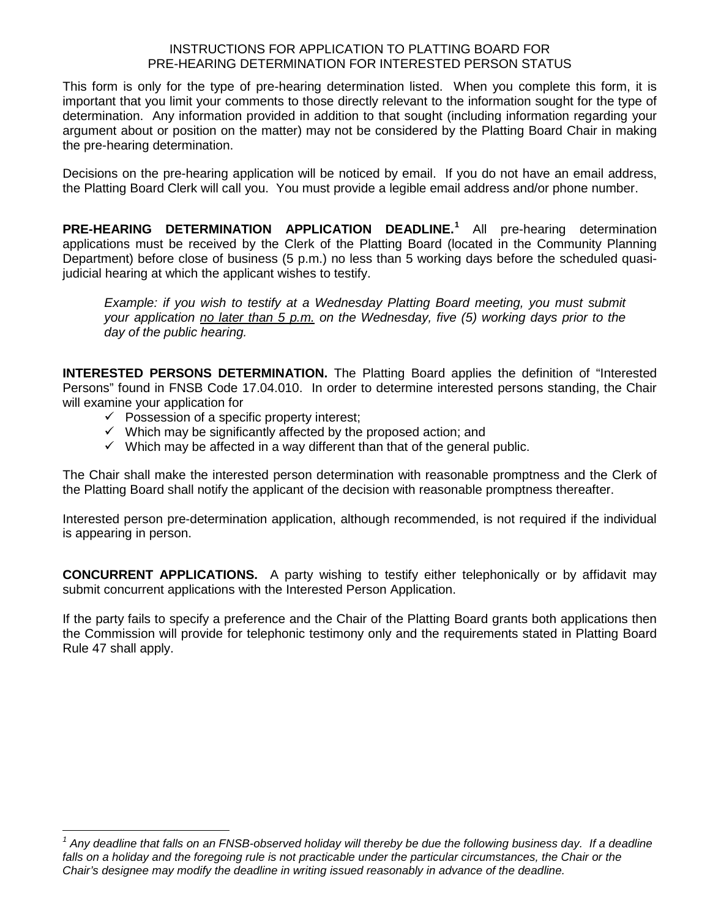# INSTRUCTIONS FOR APPLICATION TO PLATTING BOARD FOR PRE-HEARING DETERMINATION FOR INTERESTED PERSON STATUS

This form is only for the type of pre-hearing determination listed. When you complete this form, it is important that you limit your comments to those directly relevant to the information sought for the type of determination. Any information provided in addition to that sought (including information regarding your argument about or position on the matter) may not be considered by the Platting Board Chair in making the pre-hearing determination.

Decisions on the pre-hearing application will be noticed by email. If you do not have an email address, the Platting Board Clerk will call you. You must provide a legible email address and/or phone number.

**PRE-HEARING DETERMINATION APPLICATION DEADLINE.**[1] All pre-hearing determination applications must be received by the Clerk of the Platting Board (located in the Community Planning Department) before close of business (5 p.m.) no less than 5 working days before the scheduled quasi-judicial hearing at which the applicant wishes to testify.

> *Example: if you wish to testify at a Wednesday Platting Board meeting, you must submit your application no later than 5 p.m. on the Wednesday, five (5) working days prior to the day of the public hearing.*

**INTERESTED PERSONS DETERMINATION.** The Platting Board applies the definition of "Interested Persons" found in FNSB Code 17.04.010. In order to determine interested persons standing, the Chair will examine your application for

- ✓ Possession of a specific property interest;
- ✓ Which may be significantly affected by the proposed action; and
- ✓ Which may be affected in a way different than that of the general public.

The Chair shall make the interested person determination with reasonable promptness and the Clerk of the Platting Board shall notify the applicant of the decision with reasonable promptness thereafter.

Interested person pre-determination application, although recommended, is not required if the individual is appearing in person.

**CONCURRENT APPLICATIONS.** A party wishing to testify either telephonically or by affidavit may submit concurrent applications with the Interested Person Application.

If the party fails to specify a preference and the Chair of the Platting Board grants both applications then the Commission will provide for telephonic testimony only and the requirements stated in Platting Board Rule 47 shall apply.

---

[1] *Any deadline that falls on an FNSB-observed holiday will thereby be due the following business day. If a deadline falls on a holiday and the foregoing rule is not practicable under the particular circumstances, the Chair or the Chair's designee may modify the deadline in writing issued reasonably in advance of the deadline.*